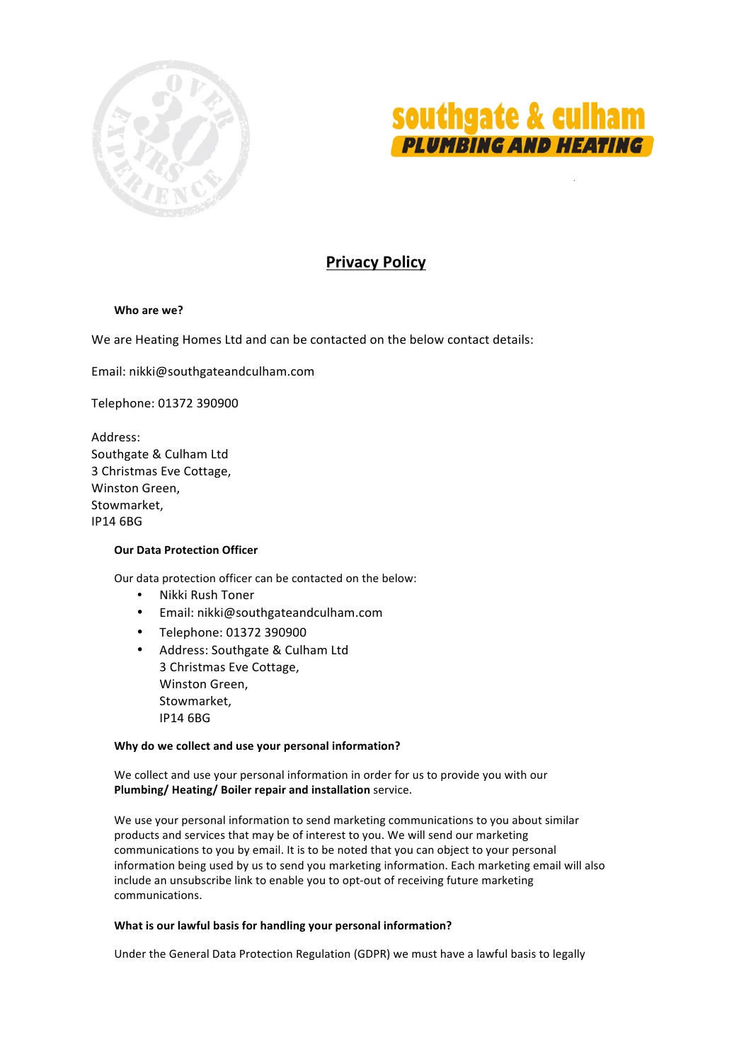southgate & culham
**PLUMBING AND HEATING**

# Privacy Policy

**Who are we?**

We are Heating Homes Ltd and can be contacted on the below contact details:

Email: nikki@southgateandculham.com

Telephone: 01372 390900

Address:
Southgate & Culham Ltd
3 Christmas Eve Cottage,
Winston Green,
Stowmarket,
IP14 6BG

**Our Data Protection Officer**

Our data protection officer can be contacted on the below:

- Nikki Rush Toner
- Email: nikki@southgateandculham.com
- Telephone: 01372 390900
- Address: Southgate & Culham Ltd
  3 Christmas Eve Cottage,
  Winston Green,
  Stowmarket,
  IP14 6BG

**Why do we collect and use your personal information?**

We collect and use your personal information in order for us to provide you with our **Plumbing/ Heating/ Boiler repair and installation** service.

We use your personal information to send marketing communications to you about similar products and services that may be of interest to you. We will send our marketing communications to you by email. It is to be noted that you can object to your personal information being used by us to send you marketing information. Each marketing email will also include an unsubscribe link to enable you to opt-out of receiving future marketing communications.

**What is our lawful basis for handling your personal information?**

Under the General Data Protection Regulation (GDPR) we must have a lawful basis to legally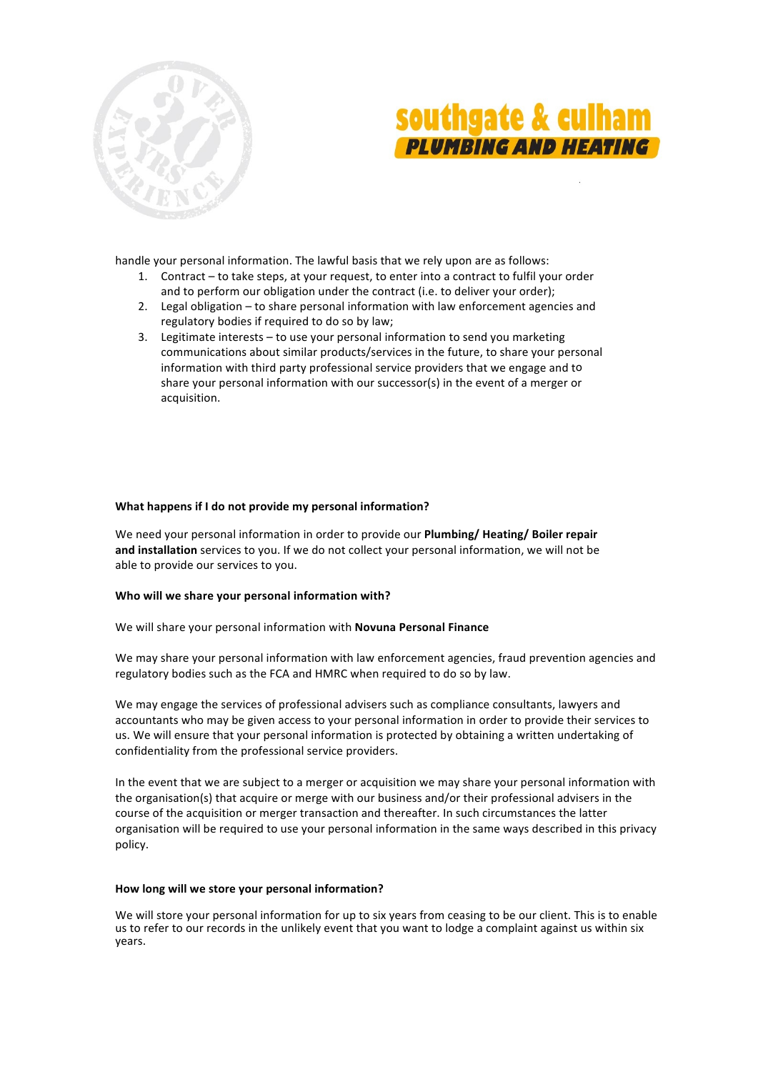handle your personal information. The lawful basis that we rely upon are as follows:

1. Contract – to take steps, at your request, to enter into a contract to fulfil your order and to perform our obligation under the contract (i.e. to deliver your order);
2. Legal obligation – to share personal information with law enforcement agencies and regulatory bodies if required to do so by law;
3. Legitimate interests – to use your personal information to send you marketing communications about similar products/services in the future, to share your personal information with third party professional service providers that we engage and to share your personal information with our successor(s) in the event of a merger or acquisition.

**What happens if I do not provide my personal information?**

We need your personal information in order to provide our **Plumbing/ Heating/ Boiler repair and installation** services to you. If we do not collect your personal information, we will not be able to provide our services to you.

**Who will we share your personal information with?**

We will share your personal information with **Novuna Personal Finance**

We may share your personal information with law enforcement agencies, fraud prevention agencies and regulatory bodies such as the FCA and HMRC when required to do so by law.

We may engage the services of professional advisers such as compliance consultants, lawyers and accountants who may be given access to your personal information in order to provide their services to us. We will ensure that your personal information is protected by obtaining a written undertaking of confidentiality from the professional service providers.

In the event that we are subject to a merger or acquisition we may share your personal information with the organisation(s) that acquire or merge with our business and/or their professional advisers in the course of the acquisition or merger transaction and thereafter. In such circumstances the latter organisation will be required to use your personal information in the same ways described in this privacy policy.

**How long will we store your personal information?**

We will store your personal information for up to six years from ceasing to be our client. This is to enable us to refer to our records in the unlikely event that you want to lodge a complaint against us within six years.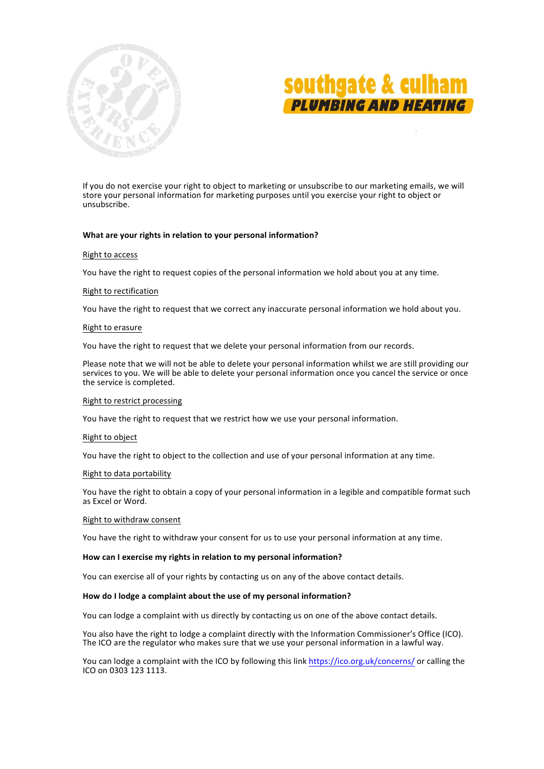If you do not exercise your right to object to marketing or unsubscribe to our marketing emails, we will store your personal information for marketing purposes until you exercise your right to object or unsubscribe.

**What are your rights in relation to your personal information?**

Right to access

You have the right to request copies of the personal information we hold about you at any time.

Right to rectification

You have the right to request that we correct any inaccurate personal information we hold about you.

Right to erasure

You have the right to request that we delete your personal information from our records.

Please note that we will not be able to delete your personal information whilst we are still providing our services to you. We will be able to delete your personal information once you cancel the service or once the service is completed.

Right to restrict processing

You have the right to request that we restrict how we use your personal information.

Right to object

You have the right to object to the collection and use of your personal information at any time.

Right to data portability

You have the right to obtain a copy of your personal information in a legible and compatible format such as Excel or Word.

Right to withdraw consent

You have the right to withdraw your consent for us to use your personal information at any time.

**How can I exercise my rights in relation to my personal information?**

You can exercise all of your rights by contacting us on any of the above contact details.

**How do I lodge a complaint about the use of my personal information?**

You can lodge a complaint with us directly by contacting us on one of the above contact details.

You also have the right to lodge a complaint directly with the Information Commissioner's Office (ICO). The ICO are the regulator who makes sure that we use your personal information in a lawful way.

You can lodge a complaint with the ICO by following this link https://ico.org.uk/concerns/ or calling the ICO on 0303 123 1113.